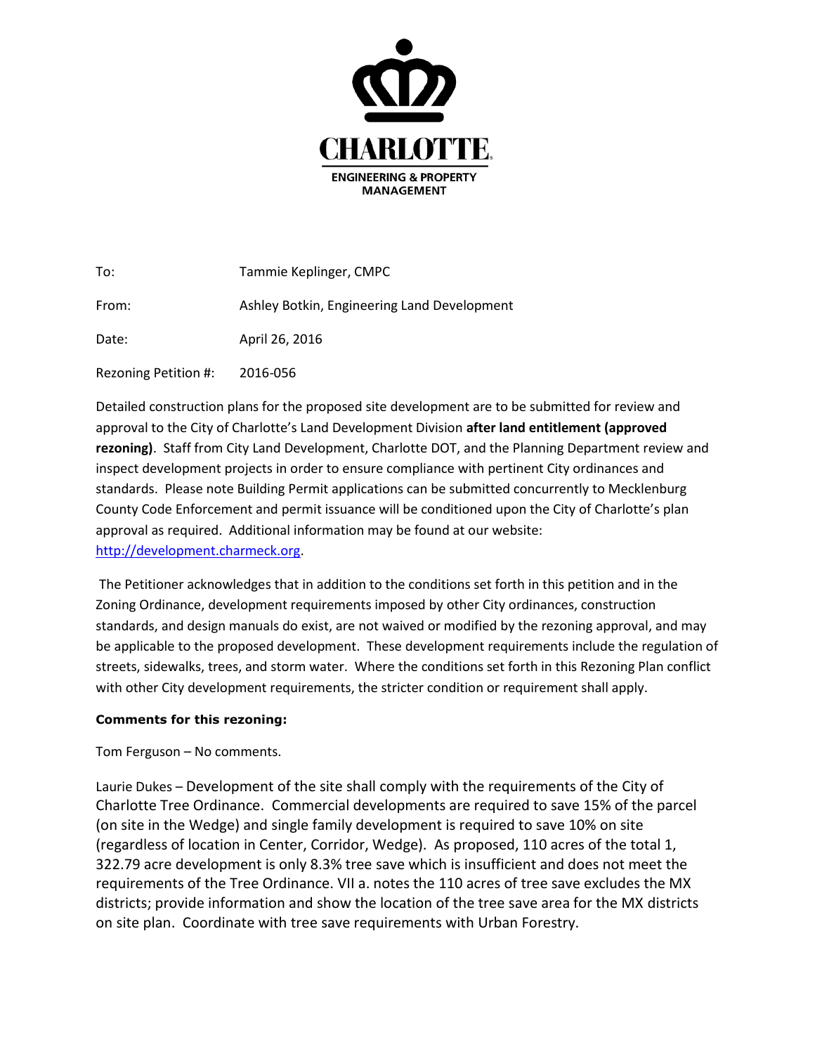**CHARLOTTE.**

**ENGINEERING & PROPERTY MANAGEMENT**

To: Tammie Keplinger, CMPC

From: Ashley Botkin, Engineering Land Development

Date: April 26, 2016

Rezoning Petition #: 2016-056

Detailed construction plans for the proposed site development are to be submitted for review and approval to the City of Charlotte's Land Development Division **after land entitlement (approved rezoning)**. Staff from City Land Development, Charlotte DOT, and the Planning Department review and inspect development projects in order to ensure compliance with pertinent City ordinances and standards. Please note Building Permit applications can be submitted concurrently to Mecklenburg County Code Enforcement and permit issuance will be conditioned upon the City of Charlotte's plan approval as required. Additional information may be found at our website: [http://development.charmeck.org](http://development.charmeck.org).

The Petitioner acknowledges that in addition to the conditions set forth in this petition and in the Zoning Ordinance, development requirements imposed by other City ordinances, construction standards, and design manuals do exist, are not waived or modified by the rezoning approval, and may be applicable to the proposed development. These development requirements include the regulation of streets, sidewalks, trees, and storm water. Where the conditions set forth in this Rezoning Plan conflict with other City development requirements, the stricter condition or requirement shall apply.

**Comments for this rezoning:**

Tom Ferguson – No comments.

Laurie Dukes – Development of the site shall comply with the requirements of the City of Charlotte Tree Ordinance. Commercial developments are required to save 15% of the parcel (on site in the Wedge) and single family development is required to save 10% on site (regardless of location in Center, Corridor, Wedge). As proposed, 110 acres of the total 1, 322.79 acre development is only 8.3% tree save which is insufficient and does not meet the requirements of the Tree Ordinance. VII a. notes the 110 acres of tree save excludes the MX districts; provide information and show the location of the tree save area for the MX districts on site plan. Coordinate with tree save requirements with Urban Forestry.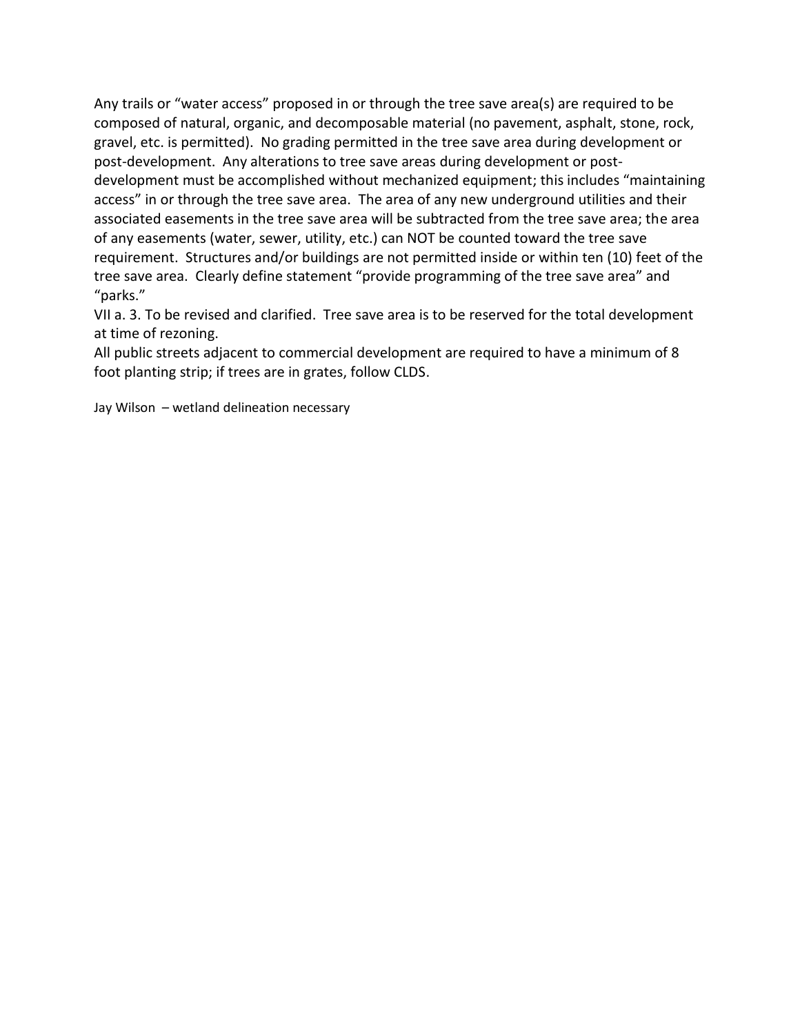Any trails or "water access" proposed in or through the tree save area(s) are required to be composed of natural, organic, and decomposable material (no pavement, asphalt, stone, rock, gravel, etc. is permitted). No grading permitted in the tree save area during development or post-development. Any alterations to tree save areas during development or post-development must be accomplished without mechanized equipment; this includes "maintaining access" in or through the tree save area. The area of any new underground utilities and their associated easements in the tree save area will be subtracted from the tree save area; the area of any easements (water, sewer, utility, etc.) can NOT be counted toward the tree save requirement. Structures and/or buildings are not permitted inside or within ten (10) feet of the tree save area. Clearly define statement "provide programming of the tree save area" and "parks."

VII a. 3. To be revised and clarified. Tree save area is to be reserved for the total development at time of rezoning.

All public streets adjacent to commercial development are required to have a minimum of 8 foot planting strip; if trees are in grates, follow CLDS.

Jay Wilson – wetland delineation necessary